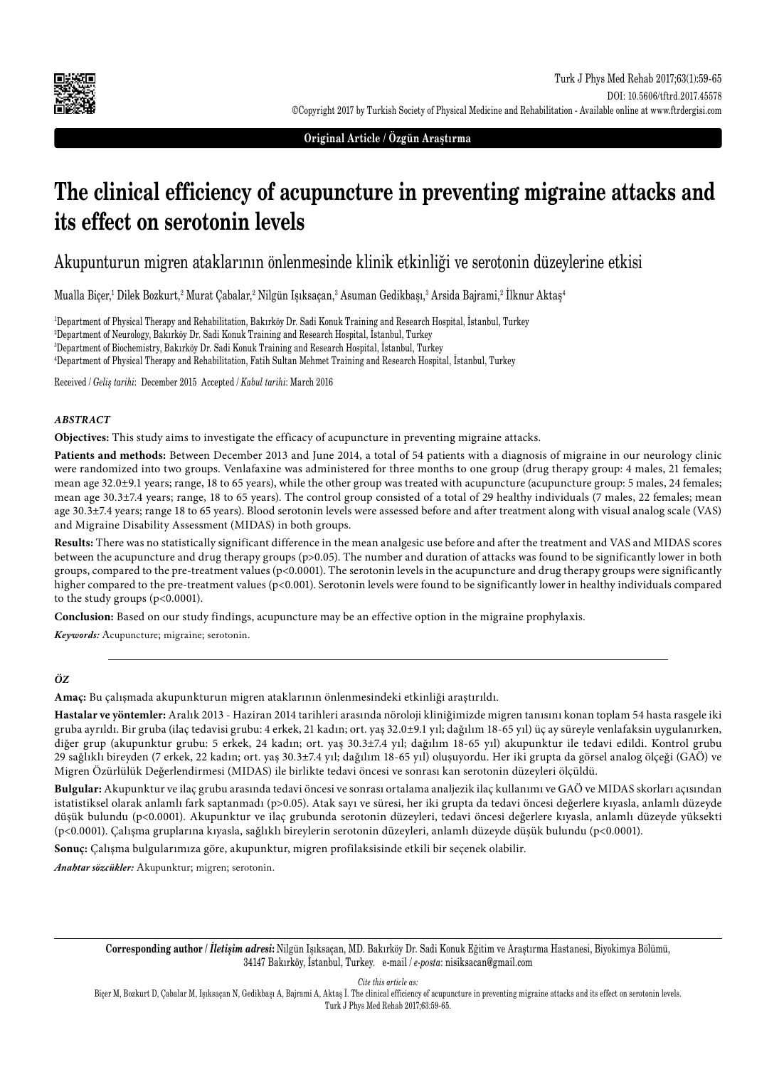Original Article / Özgün Araştırma

# The clinical efficiency of acupuncture in preventing migraine attacks and its effect on serotonin levels

## Akupunturun migren ataklarının önlenmesinde klinik etkinliği ve serotonin düzeylerine etkisi

Mualla Biçer,[1] Dilek Bozkurt,[2] Murat Çabalar,[2] Nilgün Işıksaçan,[3] Asuman Gedikbaşı,[3] Arsida Bajrami,[2] İlknur Aktaş[4]

[1]Department of Physical Therapy and Rehabilitation, Bakırköy Dr. Sadi Konuk Training and Research Hospital, İstanbul, Turkey
[2]Department of Neurology, Bakırköy Dr. Sadi Konuk Training and Research Hospital, İstanbul, Turkey
[3]Department of Biochemistry, Bakırköy Dr. Sadi Konuk Training and Research Hospital, İstanbul, Turkey
[4]Department of Physical Therapy and Rehabilitation, Fatih Sultan Mehmet Training and Research Hospital, İstanbul, Turkey

Received / *Geliş tarihi*: December 2015 Accepted / *Kabul tarihi*: March 2016

### *ABSTRACT*

**Objectives:** This study aims to investigate the efficacy of acupuncture in preventing migraine attacks.

**Patients and methods:** Between December 2013 and June 2014, a total of 54 patients with a diagnosis of migraine in our neurology clinic were randomized into two groups. Venlafaxine was administered for three months to one group (drug therapy group: 4 males, 21 females; mean age 32.0±9.1 years; range, 18 to 65 years), while the other group was treated with acupuncture (acupuncture group: 5 males, 24 females; mean age 30.3±7.4 years; range, 18 to 65 years). The control group consisted of a total of 29 healthy individuals (7 males, 22 females; mean age 30.3±7.4 years; range 18 to 65 years). Blood serotonin levels were assessed before and after treatment along with visual analog scale (VAS) and Migraine Disability Assessment (MIDAS) in both groups.

**Results:** There was no statistically significant difference in the mean analgesic use before and after the treatment and VAS and MIDAS scores between the acupuncture and drug therapy groups ($p>0.05$). The number and duration of attacks was found to be significantly lower in both groups, compared to the pre-treatment values ($p<0.0001$). The serotonin levels in the acupuncture and drug therapy groups were significantly higher compared to the pre-treatment values ($p<0.001$). Serotonin levels were found to be significantly lower in healthy individuals compared to the study groups ($p<0.0001$).

**Conclusion:** Based on our study findings, acupuncture may be an effective option in the migraine prophylaxis.

***Keywords:*** Acupuncture; migraine; serotonin.

### *ÖZ*

**Amaç:** Bu çalışmada akupunkturun migren ataklarının önlenmesindeki etkinliği araştırıldı.

**Hastalar ve yöntemler:** Aralık 2013 - Haziran 2014 tarihleri arasında nöroloji kliniğimizde migren tanısını konan toplam 54 hasta rasgele iki gruba ayrıldı. Bir gruba (ilaç tedavisi grubu: 4 erkek, 21 kadın; ort. yaş 32.0±9.1 yıl; dağılım 18-65 yıl) üç ay süreyle venlafaksin uygulanırken, diğer grup (akupunktur grubu: 5 erkek, 24 kadın; ort. yaş 30.3±7.4 yıl; dağılım 18-65 yıl) akupunktur ile tedavi edildi. Kontrol grubu 29 sağlıklı bireyden (7 erkek, 22 kadın; ort. yaş 30.3±7.4 yıl; dağılım 18-65 yıl) oluşuyordu. Her iki grupta da görsel analog ölçeği (GAÖ) ve Migren Özürlülük Değerlendirmesi (MIDAS) ile birlikte tedavi öncesi ve sonrası kan serotonin düzeyleri ölçüldü.

**Bulgular:** Akupunktur ve ilaç grubu arasında tedavi öncesi ve sonrası ortalama analjezik ilaç kullanımı ve GAÖ ve MIDAS skorları açısından istatistiksel olarak anlamlı fark saptanmadı ($p>0.05$). Atak sayı ve süresi, her iki grupta da tedavi öncesi değerlere kıyasla, anlamlı düzeyde düşük bulundu ($p<0.0001$). Akupunktur ve ilaç grubunda serotonin düzeyleri, tedavi öncesi değerlere kıyasla, anlamlı düzeyde yüksekti ($p<0.0001$). Çalışma gruplarına kıyasla, sağlıklı bireylerin serotonin düzeyleri, anlamlı düzeyde düşük bulundu ($p<0.0001$).

**Sonuç:** Çalışma bulgularımıza göre, akupunktur, migren profilaksisinde etkili bir seçenek olabilir.

***Anahtar sözcükler:*** Akupunktur; migren; serotonin.

**Corresponding author / *İletişim adresi*:** Nilgün Işıksaçan, MD. Bakırköy Dr. Sadi Konuk Eğitim ve Araştırma Hastanesi, Biyokimya Bölümü, 34147 Bakırköy, İstanbul, Turkey. e-mail / *e-posta*: nisiksacan@gmail.com

*Cite this article as:*
Biçer M, Bozkurt D, Çabalar M, Işıksaçan N, Gedikbaşı A, Bajrami A, Aktaş İ. The clinical efficiency of acupuncture in preventing migraine attacks and its effect on serotonin levels. Turk J Phys Med Rehab 2017;63:59-65.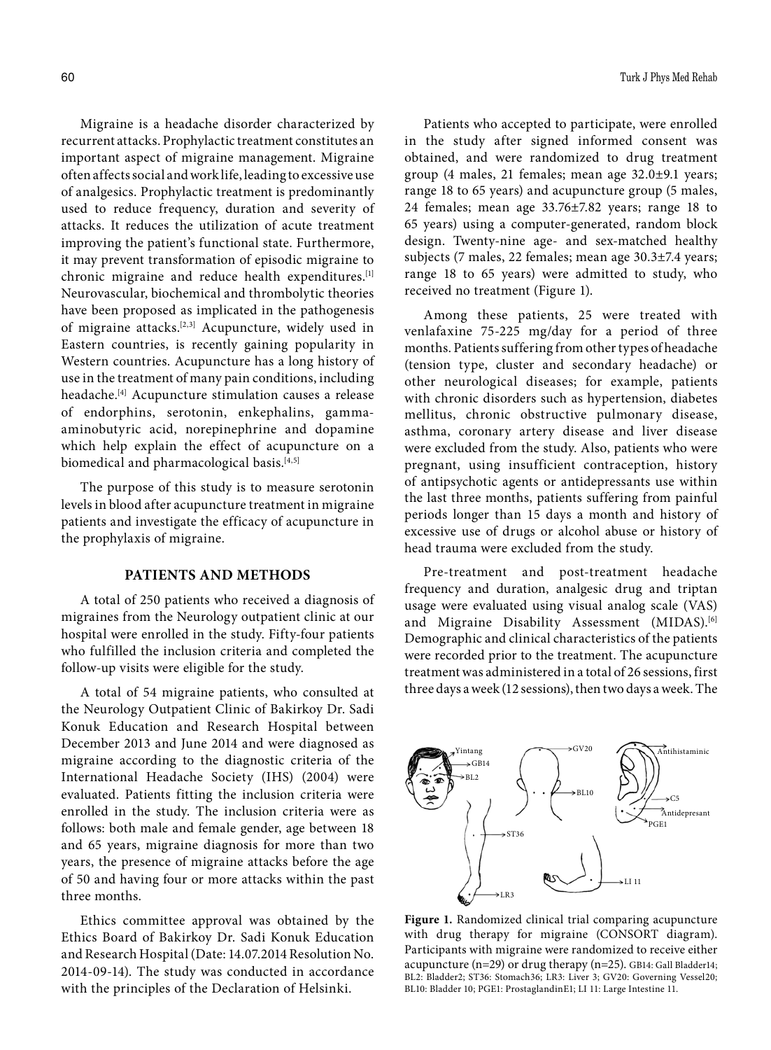Migraine is a headache disorder characterized by recurrent attacks. Prophylactic treatment constitutes an important aspect of migraine management. Migraine often affects social and work life, leading to excessive use of analgesics. Prophylactic treatment is predominantly used to reduce frequency, duration and severity of attacks. It reduces the utilization of acute treatment improving the patient's functional state. Furthermore, it may prevent transformation of episodic migraine to chronic migraine and reduce health expenditures.[1] Neurovascular, biochemical and thrombolytic theories have been proposed as implicated in the pathogenesis of migraine attacks.[2,3] Acupuncture, widely used in Eastern countries, is recently gaining popularity in Western countries. Acupuncture has a long history of use in the treatment of many pain conditions, including headache.[4] Acupuncture stimulation causes a release of endorphins, serotonin, enkephalins, gamma-aminobutyric acid, norepinephrine and dopamine which help explain the effect of acupuncture on a biomedical and pharmacological basis.[4,5]

The purpose of this study is to measure serotonin levels in blood after acupuncture treatment in migraine patients and investigate the efficacy of acupuncture in the prophylaxis of migraine.

## PATIENTS AND METHODS

A total of 250 patients who received a diagnosis of migraines from the Neurology outpatient clinic at our hospital were enrolled in the study. Fifty-four patients who fulfilled the inclusion criteria and completed the follow-up visits were eligible for the study.

A total of 54 migraine patients, who consulted at the Neurology Outpatient Clinic of Bakirkoy Dr. Sadi Konuk Education and Research Hospital between December 2013 and June 2014 and were diagnosed as migraine according to the diagnostic criteria of the International Headache Society (IHS) (2004) were evaluated. Patients fitting the inclusion criteria were enrolled in the study. The inclusion criteria were as follows: both male and female gender, age between 18 and 65 years, migraine diagnosis for more than two years, the presence of migraine attacks before the age of 50 and having four or more attacks within the past three months.

Ethics committee approval was obtained by the Ethics Board of Bakirkoy Dr. Sadi Konuk Education and Research Hospital (Date: 14.07.2014 Resolution No. 2014-09-14). The study was conducted in accordance with the principles of the Declaration of Helsinki.

Patients who accepted to participate, were enrolled in the study after signed informed consent was obtained, and were randomized to drug treatment group (4 males, 21 females; mean age 32.0±9.1 years; range 18 to 65 years) and acupuncture group (5 males, 24 females; mean age 33.76±7.82 years; range 18 to 65 years) using a computer-generated, random block design. Twenty-nine age- and sex-matched healthy subjects (7 males, 22 females; mean age 30.3±7.4 years; range 18 to 65 years) were admitted to study, who received no treatment (Figure 1).

Among these patients, 25 were treated with venlafaxine 75-225 mg/day for a period of three months. Patients suffering from other types of headache (tension type, cluster and secondary headache) or other neurological diseases; for example, patients with chronic disorders such as hypertension, diabetes mellitus, chronic obstructive pulmonary disease, asthma, coronary artery disease and liver disease were excluded from the study. Also, patients who were pregnant, using insufficient contraception, history of antipsychotic agents or antidepressants use within the last three months, patients suffering from painful periods longer than 15 days a month and history of excessive use of drugs or alcohol abuse or history of head trauma were excluded from the study.

Pre-treatment and post-treatment headache frequency and duration, analgesic drug and triptan usage were evaluated using visual analog scale (VAS) and Migraine Disability Assessment (MIDAS).[6] Demographic and clinical characteristics of the patients were recorded prior to the treatment. The acupuncture treatment was administered in a total of 26 sessions, first three days a week (12 sessions), then two days a week. The

**Figure 1.** Randomized clinical trial comparing acupuncture with drug therapy for migraine (CONSORT diagram). Participants with migraine were randomized to receive either acupuncture (n=29) or drug therapy (n=25). GB14: Gall Bladder14; BL2: Bladder2; ST36: Stomach36; LR3: Liver 3; GV20: Governing Vessel20; BL10: Bladder 10; PGE1: ProstaglandinE1; LI 11: Large Intestine 11.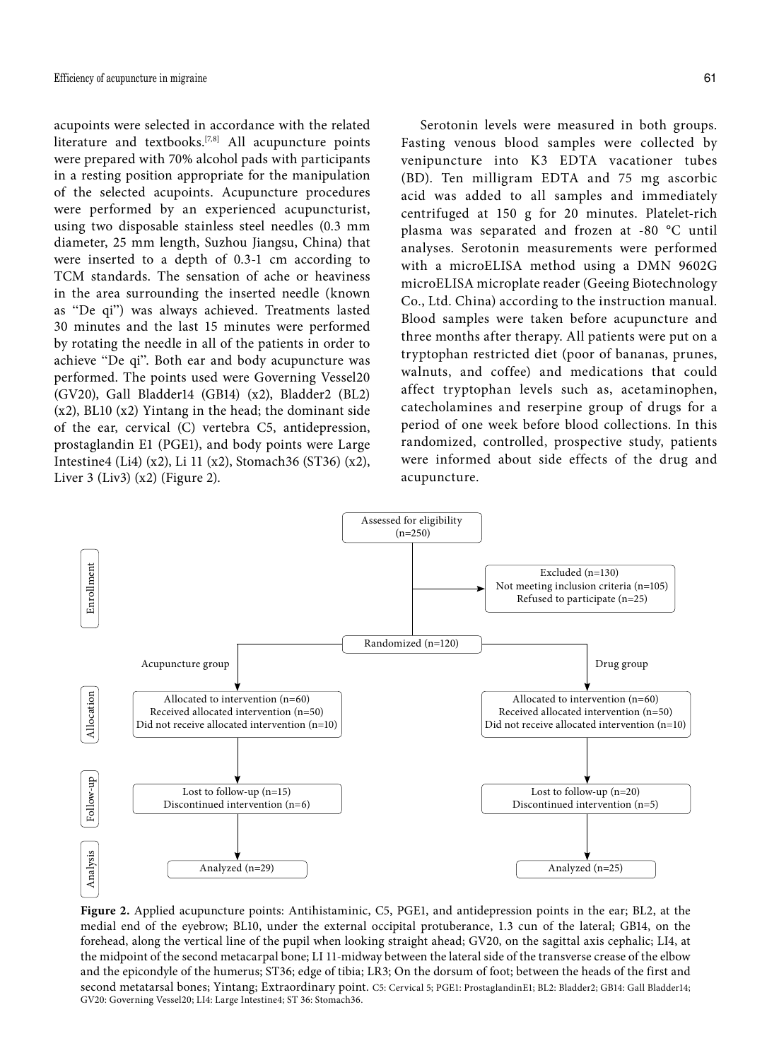acupoints were selected in accordance with the related literature and textbooks.[7,8] All acupuncture points were prepared with 70% alcohol pads with participants in a resting position appropriate for the manipulation of the selected acupoints. Acupuncture procedures were performed by an experienced acupuncturist, using two disposable stainless steel needles (0.3 mm diameter, 25 mm length, Suzhou Jiangsu, China) that were inserted to a depth of 0.3-1 cm according to TCM standards. The sensation of ache or heaviness in the area surrounding the inserted needle (known as "De qi") was always achieved. Treatments lasted 30 minutes and the last 15 minutes were performed by rotating the needle in all of the patients in order to achieve "De qi". Both ear and body acupuncture was performed. The points used were Governing Vessel20 (GV20), Gall Bladder14 (GB14) (x2), Bladder2 (BL2) (x2), BL10 (x2) Yintang in the head; the dominant side of the ear, cervical (C) vertebra C5, antidepression, prostaglandin E1 (PGE1), and body points were Large Intestine4 (Li4) (x2), Li 11 (x2), Stomach36 (ST36) (x2), Liver 3 (Liv3) (x2) (Figure 2).

Serotonin levels were measured in both groups. Fasting venous blood samples were collected by venipuncture into K3 EDTA vacationer tubes (BD). Ten milligram EDTA and 75 mg ascorbic acid was added to all samples and immediately centrifuged at 150 g for 20 minutes. Platelet-rich plasma was separated and frozen at -80 °C until analyses. Serotonin measurements were performed with a microELISA method using a DMN 9602G microELISA microplate reader (Geeing Biotechnology Co., Ltd. China) according to the instruction manual. Blood samples were taken before acupuncture and three months after therapy. All patients were put on a tryptophan restricted diet (poor of bananas, prunes, walnuts, and coffee) and medications that could affect tryptophan levels such as, acetaminophen, catecholamines and reserpine group of drugs for a period of one week before blood collections. In this randomized, controlled, prospective study, patients were informed about side effects of the drug and acupuncture.

**Enrollment**
- Assessed for eligibility (n=250)
- Excluded (n=130): Not meeting inclusion criteria (n=105); Refused to participate (n=25)
- Randomized (n=120)

**Allocation**
- Acupuncture group: Allocated to intervention (n=60); Received allocated intervention (n=50); Did not receive allocated intervention (n=10)
- Drug group: Allocated to intervention (n=60); Received allocated intervention (n=50); Did not receive allocated intervention (n=10)

**Follow-up**
- Acupuncture group: Lost to follow-up (n=15); Discontinued intervention (n=6)
- Drug group: Lost to follow-up (n=20); Discontinued intervention (n=5)

**Analysis**
- Acupuncture group: Analyzed (n=29)
- Drug group: Analyzed (n=25)

**Figure 2.** Applied acupuncture points: Antihistaminic, C5, PGE1, and antidepression points in the ear; BL2, at the medial end of the eyebrow; BL10, under the external occipital protuberance, 1.3 cun of the lateral; GB14, on the forehead, along the vertical line of the pupil when looking straight ahead; GV20, on the sagittal axis cephalic; LI4, at the midpoint of the second metacarpal bone; LI 11-midway between the lateral side of the transverse crease of the elbow and the epicondyle of the humerus; ST36; edge of tibia; LR3; On the dorsum of foot; between the heads of the first and second metatarsal bones; Yintang; Extraordinary point. C5: Cervical 5; PGE1: ProstaglandinE1; BL2: Bladder2; GB14: Gall Bladder14; GV20: Governing Vessel20; LI4: Large Intestine4; ST 36: Stomach36.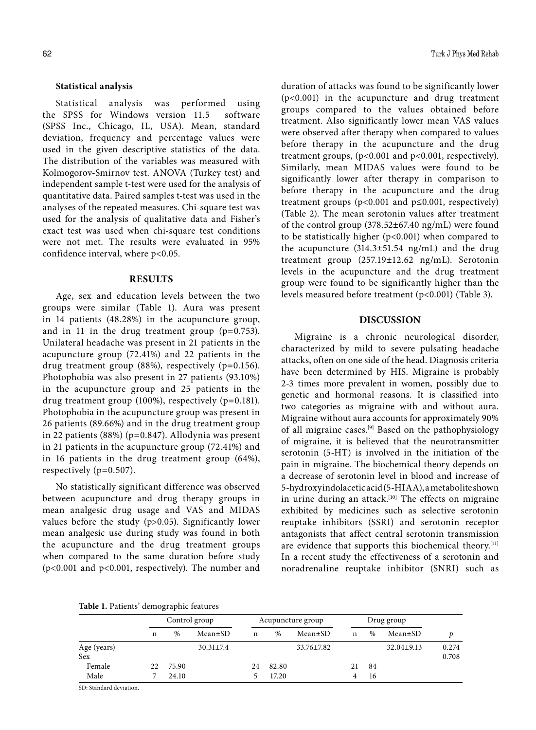### Statistical analysis

Statistical analysis was performed using the SPSS for Windows version 11.5 software (SPSS Inc., Chicago, IL, USA). Mean, standard deviation, frequency and percentage values were used in the given descriptive statistics of the data. The distribution of the variables was measured with Kolmogorov-Smirnov test. ANOVA (Turkey test) and independent sample t-test were used for the analysis of quantitative data. Paired samples t-test was used in the analyses of the repeated measures. Chi-square test was used for the analysis of qualitative data and Fisher's exact test was used when chi-square test conditions were not met. The results were evaluated in 95% confidence interval, where $p<0.05$.

## RESULTS

Age, sex and education levels between the two groups were similar (Table 1). Aura was present in 14 patients (48.28%) in the acupuncture group, and in 11 in the drug treatment group ($p=0.753$). Unilateral headache was present in 21 patients in the acupuncture group (72.41%) and 22 patients in the drug treatment group (88%), respectively ($p=0.156$). Photophobia was also present in 27 patients (93.10%) in the acupuncture group and 25 patients in the drug treatment group (100%), respectively ($p=0.181$). Photophobia in the acupuncture group was present in 26 patients (89.66%) and in the drug treatment group in 22 patients (88%) ($p=0.847$). Allodynia was present in 21 patients in the acupuncture group (72.41%) and in 16 patients in the drug treatment group (64%), respectively ($p=0.507$).

No statistically significant difference was observed between acupuncture and drug therapy groups in mean analgesic drug usage and VAS and MIDAS values before the study ($p>0.05$). Significantly lower mean analgesic use during study was found in both the acupuncture and the drug treatment groups when compared to the same duration before study ($p<0.001$ and $p<0.001$, respectively). The number and duration of attacks was found to be significantly lower ($p<0.001$) in the acupuncture and drug treatment groups compared to the values obtained before treatment. Also significantly lower mean VAS values were observed after therapy when compared to values before therapy in the acupuncture and the drug treatment groups, ($p<0.001$ and $p<0.001$, respectively). Similarly, mean MIDAS values were found to be significantly lower after therapy in comparison to before therapy in the acupuncture and the drug treatment groups ($p<0.001$ and $p\leq0.001$, respectively) (Table 2). The mean serotonin values after treatment of the control group (378.52±67.40 ng/mL) were found to be statistically higher ($p<0.001$) when compared to the acupuncture (314.3±51.54 ng/mL) and the drug treatment group (257.19±12.62 ng/mL). Serotonin levels in the acupuncture and the drug treatment group were found to be significantly higher than the levels measured before treatment ($p<0.001$) (Table 3).

## DISCUSSION

Migraine is a chronic neurological disorder, characterized by mild to severe pulsating headache attacks, often on one side of the head. Diagnosis criteria have been determined by HIS. Migraine is probably 2-3 times more prevalent in women, possibly due to genetic and hormonal reasons. It is classified into two categories as migraine with and without aura. Migraine without aura accounts for approximately 90% of all migraine cases.[9] Based on the pathophysiology of migraine, it is believed that the neurotransmitter serotonin (5-HT) is involved in the initiation of the pain in migraine. The biochemical theory depends on a decrease of serotonin level in blood and increase of 5-hydroxyindolacetic acid (5-HIAA), a metabolite shown in urine during an attack.[10] The effects on migraine exhibited by medicines such as selective serotonin reuptake inhibitors (SSRI) and serotonin receptor antagonists that affect central serotonin transmission are evidence that supports this biochemical theory.[11] In a recent study the effectiveness of a serotonin and noradrenaline reuptake inhibitor (SNRI) such as

**Table 1.** Patients' demographic features

| | Control group | | | Acupuncture group | | | Drug group | | | |
|---|---|---|---|---|---|---|---|---|---|---|
| | n | % | Mean±SD | n | % | Mean±SD | n | % | Mean±SD | *p* |
| Age (years) | | | 30.31±7.4 | | | 33.76±7.82 | | | 32.04±9.13 | 0.274 |
| Sex | | | | | | | | | | 0.708 |
| Female | 22 | 75.90 | | 24 | 82.80 | | 21 | 84 | | |
| Male | 7 | 24.10 | | 5 | 17.20 | | 4 | 16 | | |

SD: Standard deviation.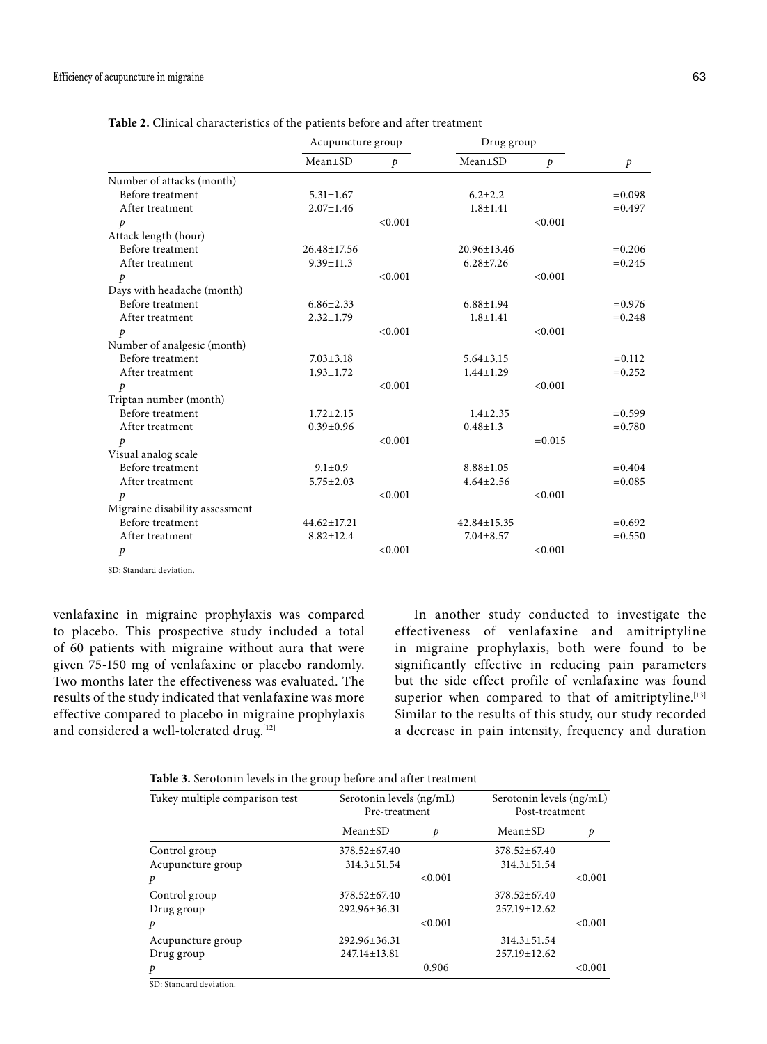**Table 2.** Clinical characteristics of the patients before and after treatment

| | Acupuncture group | | Drug group | | |
|---|---|---|---|---|---|
| | Mean±SD | *p* | Mean±SD | *p* | *p* |
| Number of attacks (month) | | | | | |
| Before treatment | 5.31±1.67 | | 6.2±2.2 | | =0.098 |
| After treatment | 2.07±1.46 | | 1.8±1.41 | | =0.497 |
| *p* | | <0.001 | | <0.001 | |
| Attack length (hour) | | | | | |
| Before treatment | 26.48±17.56 | | 20.96±13.46 | | =0.206 |
| After treatment | 9.39±11.3 | | 6.28±7.26 | | =0.245 |
| *p* | | <0.001 | | <0.001 | |
| Days with headache (month) | | | | | |
| Before treatment | 6.86±2.33 | | 6.88±1.94 | | =0.976 |
| After treatment | 2.32±1.79 | | 1.8±1.41 | | =0.248 |
| *p* | | <0.001 | | <0.001 | |
| Number of analgesic (month) | | | | | |
| Before treatment | 7.03±3.18 | | 5.64±3.15 | | =0.112 |
| After treatment | 1.93±1.72 | | 1.44±1.29 | | =0.252 |
| *p* | | <0.001 | | <0.001 | |
| Triptan number (month) | | | | | |
| Before treatment | 1.72±2.15 | | 1.4±2.35 | | =0.599 |
| After treatment | 0.39±0.96 | | 0.48±1.3 | | =0.780 |
| *p* | | <0.001 | | =0.015 | |
| Visual analog scale | | | | | |
| Before treatment | 9.1±0.9 | | 8.88±1.05 | | =0.404 |
| After treatment | 5.75±2.03 | | 4.64±2.56 | | =0.085 |
| *p* | | <0.001 | | <0.001 | |
| Migraine disability assessment | | | | | |
| Before treatment | 44.62±17.21 | | 42.84±15.35 | | =0.692 |
| After treatment | 8.82±12.4 | | 7.04±8.57 | | =0.550 |
| *p* | | <0.001 | | <0.001 | |

SD: Standard deviation.

venlafaxine in migraine prophylaxis was compared to placebo. This prospective study included a total of 60 patients with migraine without aura that were given 75-150 mg of venlafaxine or placebo randomly. Two months later the effectiveness was evaluated. The results of the study indicated that venlafaxine was more effective compared to placebo in migraine prophylaxis and considered a well-tolerated drug.[12]

In another study conducted to investigate the effectiveness of venlafaxine and amitriptyline in migraine prophylaxis, both were found to be significantly effective in reducing pain parameters but the side effect profile of venlafaxine was found superior when compared to that of amitriptyline.[13] Similar to the results of this study, our study recorded a decrease in pain intensity, frequency and duration

**Table 3.** Serotonin levels in the group before and after treatment

| Tukey multiple comparison test | Serotonin levels (ng/mL) Pre-treatment | | Serotonin levels (ng/mL) Post-treatment | |
|---|---|---|---|---|
| | Mean±SD | *p* | Mean±SD | *p* |
| Control group | 378.52±67.40 | | 378.52±67.40 | |
| Acupuncture group | 314.3±51.54 | | 314.3±51.54 | |
| *p* | | <0.001 | | <0.001 |
| Control group | 378.52±67.40 | | 378.52±67.40 | |
| Drug group | 292.96±36.31 | | 257.19±12.62 | |
| *p* | | <0.001 | | <0.001 |
| Acupuncture group | 292.96±36.31 | | 314.3±51.54 | |
| Drug group | 247.14±13.81 | | 257.19±12.62 | |
| *p* | | 0.906 | | <0.001 |

SD: Standard deviation.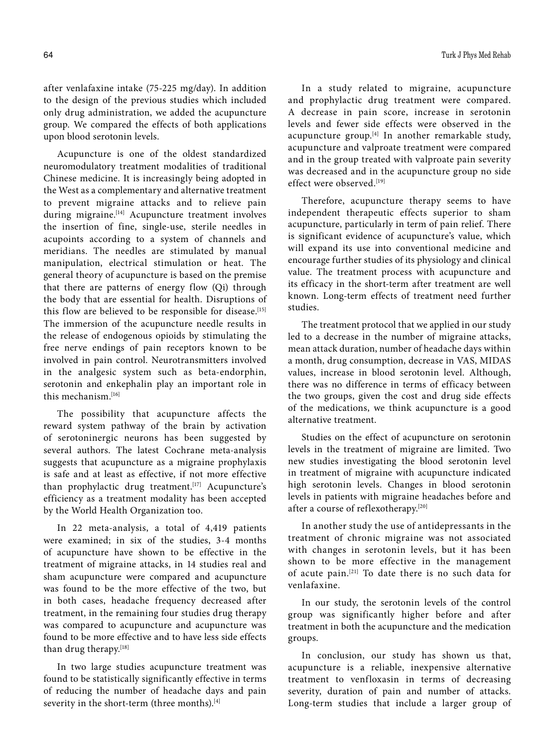after venlafaxine intake (75-225 mg/day). In addition to the design of the previous studies which included only drug administration, we added the acupuncture group. We compared the effects of both applications upon blood serotonin levels.

Acupuncture is one of the oldest standardized neuromodulatory treatment modalities of traditional Chinese medicine. It is increasingly being adopted in the West as a complementary and alternative treatment to prevent migraine attacks and to relieve pain during migraine.[14] Acupuncture treatment involves the insertion of fine, single-use, sterile needles in acupoints according to a system of channels and meridians. The needles are stimulated by manual manipulation, electrical stimulation or heat. The general theory of acupuncture is based on the premise that there are patterns of energy flow (Qi) through the body that are essential for health. Disruptions of this flow are believed to be responsible for disease.[15] The immersion of the acupuncture needle results in the release of endogenous opioids by stimulating the free nerve endings of pain receptors known to be involved in pain control. Neurotransmitters involved in the analgesic system such as beta-endorphin, serotonin and enkephalin play an important role in this mechanism.[16]

The possibility that acupuncture affects the reward system pathway of the brain by activation of serotoninergic neurons has been suggested by several authors. The latest Cochrane meta-analysis suggests that acupuncture as a migraine prophylaxis is safe and at least as effective, if not more effective than prophylactic drug treatment.[17] Acupuncture's efficiency as a treatment modality has been accepted by the World Health Organization too.

In 22 meta-analysis, a total of 4,419 patients were examined; in six of the studies, 3-4 months of acupuncture have shown to be effective in the treatment of migraine attacks, in 14 studies real and sham acupuncture were compared and acupuncture was found to be the more effective of the two, but in both cases, headache frequency decreased after treatment, in the remaining four studies drug therapy was compared to acupuncture and acupuncture was found to be more effective and to have less side effects than drug therapy.[18]

In two large studies acupuncture treatment was found to be statistically significantly effective in terms of reducing the number of headache days and pain severity in the short-term (three months).[4]

In a study related to migraine, acupuncture and prophylactic drug treatment were compared. A decrease in pain score, increase in serotonin levels and fewer side effects were observed in the acupuncture group.[4] In another remarkable study, acupuncture and valproate treatment were compared and in the group treated with valproate pain severity was decreased and in the acupuncture group no side effect were observed.[19]

Therefore, acupuncture therapy seems to have independent therapeutic effects superior to sham acupuncture, particularly in term of pain relief. There is significant evidence of acupuncture's value, which will expand its use into conventional medicine and encourage further studies of its physiology and clinical value. The treatment process with acupuncture and its efficacy in the short-term after treatment are well known. Long-term effects of treatment need further studies.

The treatment protocol that we applied in our study led to a decrease in the number of migraine attacks, mean attack duration, number of headache days within a month, drug consumption, decrease in VAS, MIDAS values, increase in blood serotonin level. Although, there was no difference in terms of efficacy between the two groups, given the cost and drug side effects of the medications, we think acupuncture is a good alternative treatment.

Studies on the effect of acupuncture on serotonin levels in the treatment of migraine are limited. Two new studies investigating the blood serotonin level in treatment of migraine with acupuncture indicated high serotonin levels. Changes in blood serotonin levels in patients with migraine headaches before and after a course of reflexotherapy.[20]

In another study the use of antidepressants in the treatment of chronic migraine was not associated with changes in serotonin levels, but it has been shown to be more effective in the management of acute pain.[21] To date there is no such data for venlafaxine.

In our study, the serotonin levels of the control group was significantly higher before and after treatment in both the acupuncture and the medication groups.

In conclusion, our study has shown us that, acupuncture is a reliable, inexpensive alternative treatment to venfloxasin in terms of decreasing severity, duration of pain and number of attacks. Long-term studies that include a larger group of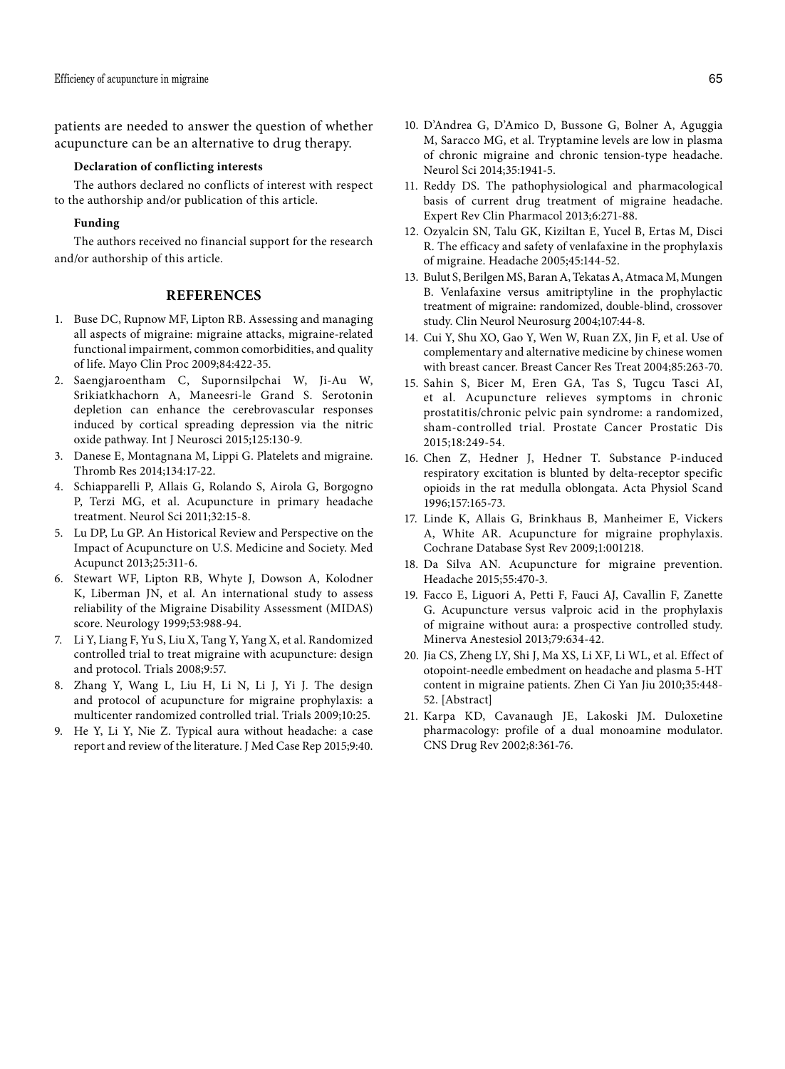patients are needed to answer the question of whether acupuncture can be an alternative to drug therapy.

#### Declaration of conflicting interests

The authors declared no conflicts of interest with respect to the authorship and/or publication of this article.

#### Funding

The authors received no financial support for the research and/or authorship of this article.

## REFERENCES

1. Buse DC, Rupnow MF, Lipton RB. Assessing and managing all aspects of migraine: migraine attacks, migraine-related functional impairment, common comorbidities, and quality of life. Mayo Clin Proc 2009;84:422-35.
2. Saengjaroentham C, Supornsilpchai W, Ji-Au W, Srikiatkhachorn A, Maneesri-le Grand S. Serotonin depletion can enhance the cerebrovascular responses induced by cortical spreading depression via the nitric oxide pathway. Int J Neurosci 2015;125:130-9.
3. Danese E, Montagnana M, Lippi G. Platelets and migraine. Thromb Res 2014;134:17-22.
4. Schiapparelli P, Allais G, Rolando S, Airola G, Borgogno P, Terzi MG, et al. Acupuncture in primary headache treatment. Neurol Sci 2011;32:15-8.
5. Lu DP, Lu GP. An Historical Review and Perspective on the Impact of Acupuncture on U.S. Medicine and Society. Med Acupunct 2013;25:311-6.
6. Stewart WF, Lipton RB, Whyte J, Dowson A, Kolodner K, Liberman JN, et al. An international study to assess reliability of the Migraine Disability Assessment (MIDAS) score. Neurology 1999;53:988-94.
7. Li Y, Liang F, Yu S, Liu X, Tang Y, Yang X, et al. Randomized controlled trial to treat migraine with acupuncture: design and protocol. Trials 2008;9:57.
8. Zhang Y, Wang L, Liu H, Li N, Li J, Yi J. The design and protocol of acupuncture for migraine prophylaxis: a multicenter randomized controlled trial. Trials 2009;10:25.
9. He Y, Li Y, Nie Z. Typical aura without headache: a case report and review of the literature. J Med Case Rep 2015;9:40.
10. D'Andrea G, D'Amico D, Bussone G, Bolner A, Aguggia M, Saracco MG, et al. Tryptamine levels are low in plasma of chronic migraine and chronic tension-type headache. Neurol Sci 2014;35:1941-5.
11. Reddy DS. The pathophysiological and pharmacological basis of current drug treatment of migraine headache. Expert Rev Clin Pharmacol 2013;6:271-88.
12. Ozyalcin SN, Talu GK, Kiziltan E, Yucel B, Ertas M, Disci R. The efficacy and safety of venlafaxine in the prophylaxis of migraine. Headache 2005;45:144-52.
13. Bulut S, Berilgen MS, Baran A, Tekatas A, Atmaca M, Mungen B. Venlafaxine versus amitriptyline in the prophylactic treatment of migraine: randomized, double-blind, crossover study. Clin Neurol Neurosurg 2004;107:44-8.
14. Cui Y, Shu XO, Gao Y, Wen W, Ruan ZX, Jin F, et al. Use of complementary and alternative medicine by chinese women with breast cancer. Breast Cancer Res Treat 2004;85:263-70.
15. Sahin S, Bicer M, Eren GA, Tas S, Tugcu Tasci AI, et al. Acupuncture relieves symptoms in chronic prostatitis/chronic pelvic pain syndrome: a randomized, sham-controlled trial. Prostate Cancer Prostatic Dis 2015;18:249-54.
16. Chen Z, Hedner J, Hedner T. Substance P-induced respiratory excitation is blunted by delta-receptor specific opioids in the rat medulla oblongata. Acta Physiol Scand 1996;157:165-73.
17. Linde K, Allais G, Brinkhaus B, Manheimer E, Vickers A, White AR. Acupuncture for migraine prophylaxis. Cochrane Database Syst Rev 2009;1:001218.
18. Da Silva AN. Acupuncture for migraine prevention. Headache 2015;55:470-3.
19. Facco E, Liguori A, Petti F, Fauci AJ, Cavallin F, Zanette G. Acupuncture versus valproic acid in the prophylaxis of migraine without aura: a prospective controlled study. Minerva Anestesiol 2013;79:634-42.
20. Jia CS, Zheng LY, Shi J, Ma XS, Li XF, Li WL, et al. Effect of otopoint-needle embedment on headache and plasma 5-HT content in migraine patients. Zhen Ci Yan Jiu 2010;35:448-52. [Abstract]
21. Karpa KD, Cavanaugh JE, Lakoski JM. Duloxetine pharmacology: profile of a dual monoamine modulator. CNS Drug Rev 2002;8:361-76.